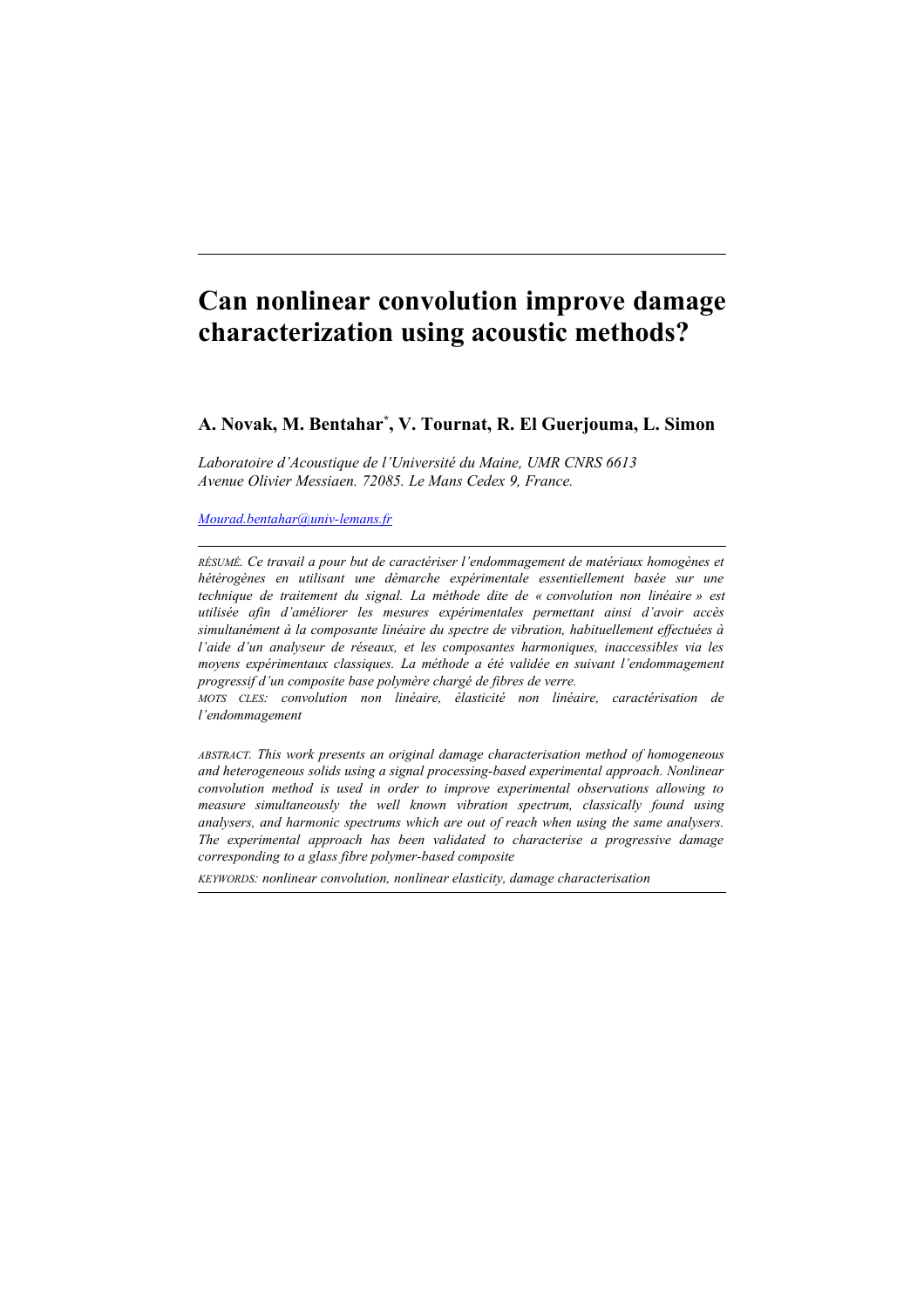# Can nonlinear convolution improve damage characterization using acoustic methods?

**A. Novak, M. Bentahar[*], V. Tournat, R. El Guerjouma, L. Simon**

*Laboratoire d'Acoustique de l'Université du Maine, UMR CNRS 6613*
*Avenue Olivier Messiaen. 72085. Le Mans Cedex 9, France.*

Mourad.bentahar@univ-lemans.fr

*RÉSUMÉ. Ce travail a pour but de caractériser l'endommagement de matériaux homogènes et hétérogènes en utilisant une démarche expérimentale essentiellement basée sur une technique de traitement du signal. La méthode dite de « convolution non linéaire » est utilisée afin d'améliorer les mesures expérimentales permettant ainsi d'avoir accès simultanément à la composante linéaire du spectre de vibration, habituellement effectuées à l'aide d'un analyseur de réseaux, et les composantes harmoniques, inaccessibles via les moyens expérimentaux classiques. La méthode a été validée en suivant l'endommagement progressif d'un composite base polymère chargé de fibres de verre.*

*MOTS CLES: convolution non linéaire, élasticité non linéaire, caractérisation de l'endommagement*

*ABSTRACT. This work presents an original damage characterisation method of homogeneous and heterogeneous solids using a signal processing-based experimental approach. Nonlinear convolution method is used in order to improve experimental observations allowing to measure simultaneously the well known vibration spectrum, classically found using analysers, and harmonic spectrums which are out of reach when using the same analysers. The experimental approach has been validated to characterise a progressive damage corresponding to a glass fibre polymer-based composite*

*KEYWORDS: nonlinear convolution, nonlinear elasticity, damage characterisation*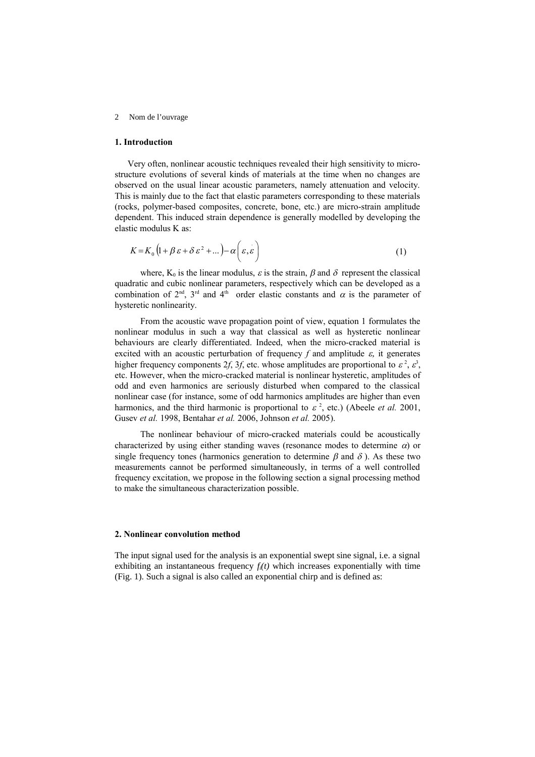## 1. Introduction

Very often, nonlinear acoustic techniques revealed their high sensitivity to micro-structure evolutions of several kinds of materials at the time when no changes are observed on the usual linear acoustic parameters, namely attenuation and velocity. This is mainly due to the fact that elastic parameters corresponding to these materials (rocks, polymer-based composites, concrete, bone, etc.) are micro-strain amplitude dependent. This induced strain dependence is generally modelled by developing the elastic modulus K as:

$$K = K_0\left(1 + \beta\,\varepsilon + \delta\,\varepsilon^2 + \ldots\right) - \alpha\left(\varepsilon, \dot{\varepsilon}\right) \tag{1}$$

where, $K_0$ is the linear modulus, $\varepsilon$ is the strain, $\beta$ and $\delta$ represent the classical quadratic and cubic nonlinear parameters, respectively which can be developed as a combination of 2nd, 3rd and 4th order elastic constants and $\alpha$ is the parameter of hysteretic nonlinearity.

From the acoustic wave propagation point of view, equation 1 formulates the nonlinear modulus in such a way that classical as well as hysteretic nonlinear behaviours are clearly differentiated. Indeed, when the micro-cracked material is excited with an acoustic perturbation of frequency $f$ and amplitude $\varepsilon$, it generates higher frequency components $2f$, $3f$, etc. whose amplitudes are proportional to $\varepsilon^2$, $\varepsilon^3$, etc. However, when the micro-cracked material is nonlinear hysteretic, amplitudes of odd and even harmonics are seriously disturbed when compared to the classical nonlinear case (for instance, some of odd harmonics amplitudes are higher than even harmonics, and the third harmonic is proportional to $\varepsilon^2$, etc.) (Abeele *et al.* 2001, Gusev *et al.* 1998, Bentahar *et al.* 2006, Johnson *et al.* 2005).

The nonlinear behaviour of micro-cracked materials could be acoustically characterized by using either standing waves (resonance modes to determine $\alpha$) or single frequency tones (harmonics generation to determine $\beta$ and $\delta$). As these two measurements cannot be performed simultaneously, in terms of a well controlled frequency excitation, we propose in the following section a signal processing method to make the simultaneous characterization possible.

## 2. Nonlinear convolution method

The input signal used for the analysis is an exponential swept sine signal, i.e. a signal exhibiting an instantaneous frequency $f_i(t)$ which increases exponentially with time (Fig. 1). Such a signal is also called an exponential chirp and is defined as: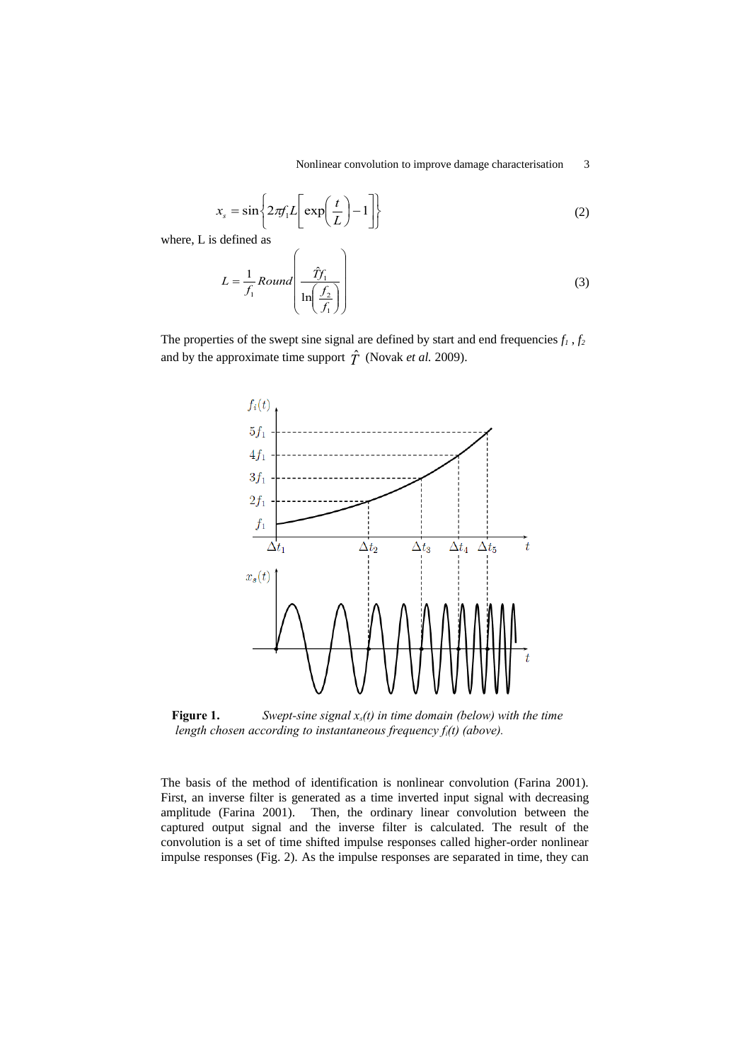$$x_s = \sin\left\{2\pi f_1 L\left[\exp\left(\frac{t}{L}\right)-1\right]\right\} \tag{2}$$

where, L is defined as

$$L = \frac{1}{f_1} Round\left(\frac{\hat{T} f_1}{\ln\left(\frac{f_2}{f_1}\right)}\right) \tag{3}$$

The properties of the swept sine signal are defined by start and end frequencies $f_1$ , $f_2$ and by the approximate time support $\hat{T}$ (Novak *et al.* 2009).

**Figure 1.** *Swept-sine signal $x_s(t)$ in time domain (below) with the time length chosen according to instantaneous frequency $f_i(t)$ (above).*

The basis of the method of identification is nonlinear convolution (Farina 2001). First, an inverse filter is generated as a time inverted input signal with decreasing amplitude (Farina 2001). Then, the ordinary linear convolution between the captured output signal and the inverse filter is calculated. The result of the convolution is a set of time shifted impulse responses called higher-order nonlinear impulse responses (Fig. 2). As the impulse responses are separated in time, they can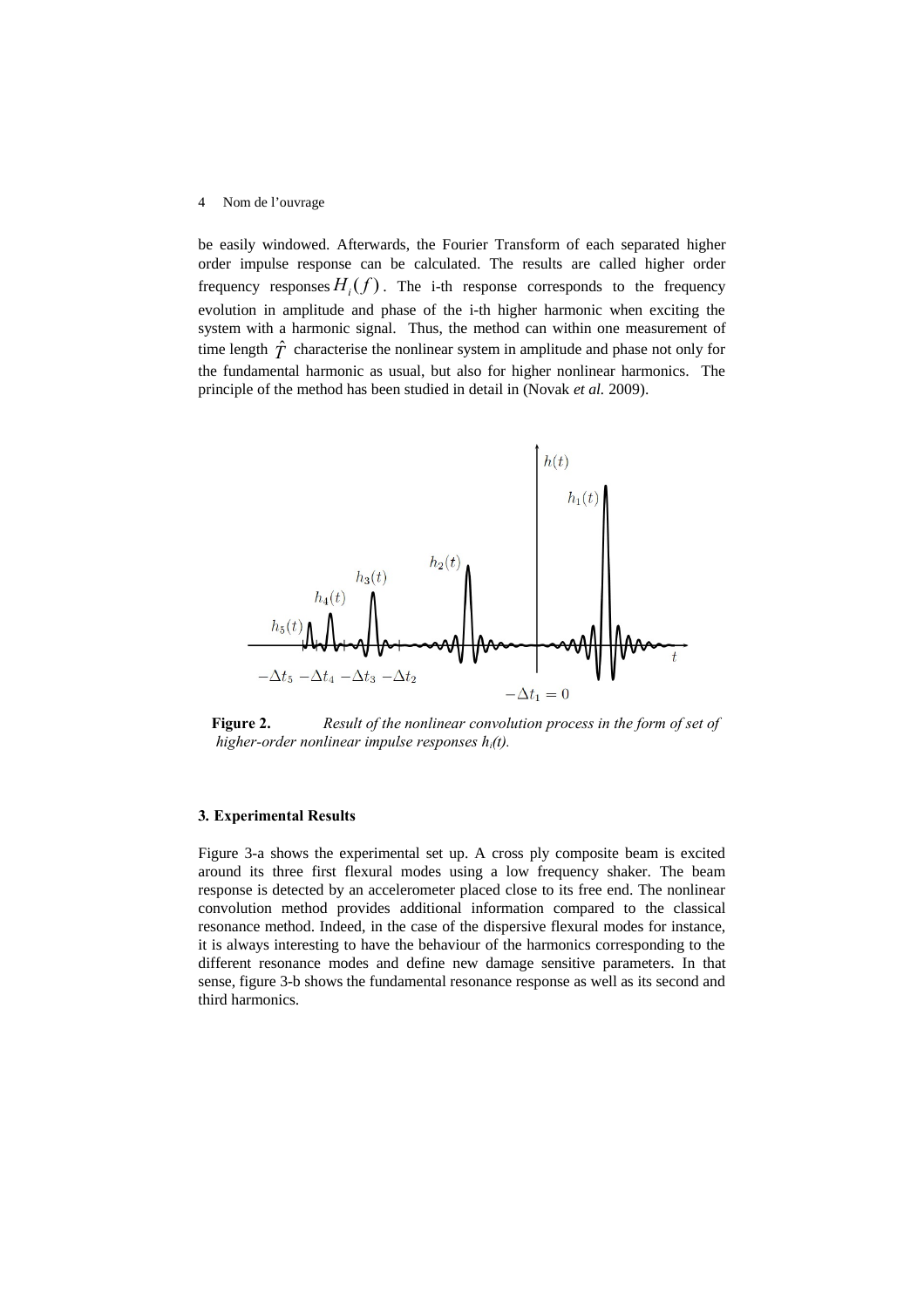be easily windowed. Afterwards, the Fourier Transform of each separated higher order impulse response can be calculated. The results are called higher order frequency responses $H_i(f)$. The i-th response corresponds to the frequency evolution in amplitude and phase of the i-th higher harmonic when exciting the system with a harmonic signal. Thus, the method can within one measurement of time length $\hat{T}$ characterise the nonlinear system in amplitude and phase not only for the fundamental harmonic as usual, but also for higher nonlinear harmonics. The principle of the method has been studied in detail in (Novak *et al.* 2009).

**Figure 2.** *Result of the nonlinear convolution process in the form of set of higher-order nonlinear impulse responses $h_i(t)$.*

### 3. Experimental Results

Figure 3-a shows the experimental set up. A cross ply composite beam is excited around its three first flexural modes using a low frequency shaker. The beam response is detected by an accelerometer placed close to its free end. The nonlinear convolution method provides additional information compared to the classical resonance method. Indeed, in the case of the dispersive flexural modes for instance, it is always interesting to have the behaviour of the harmonics corresponding to the different resonance modes and define new damage sensitive parameters. In that sense, figure 3-b shows the fundamental resonance response as well as its second and third harmonics.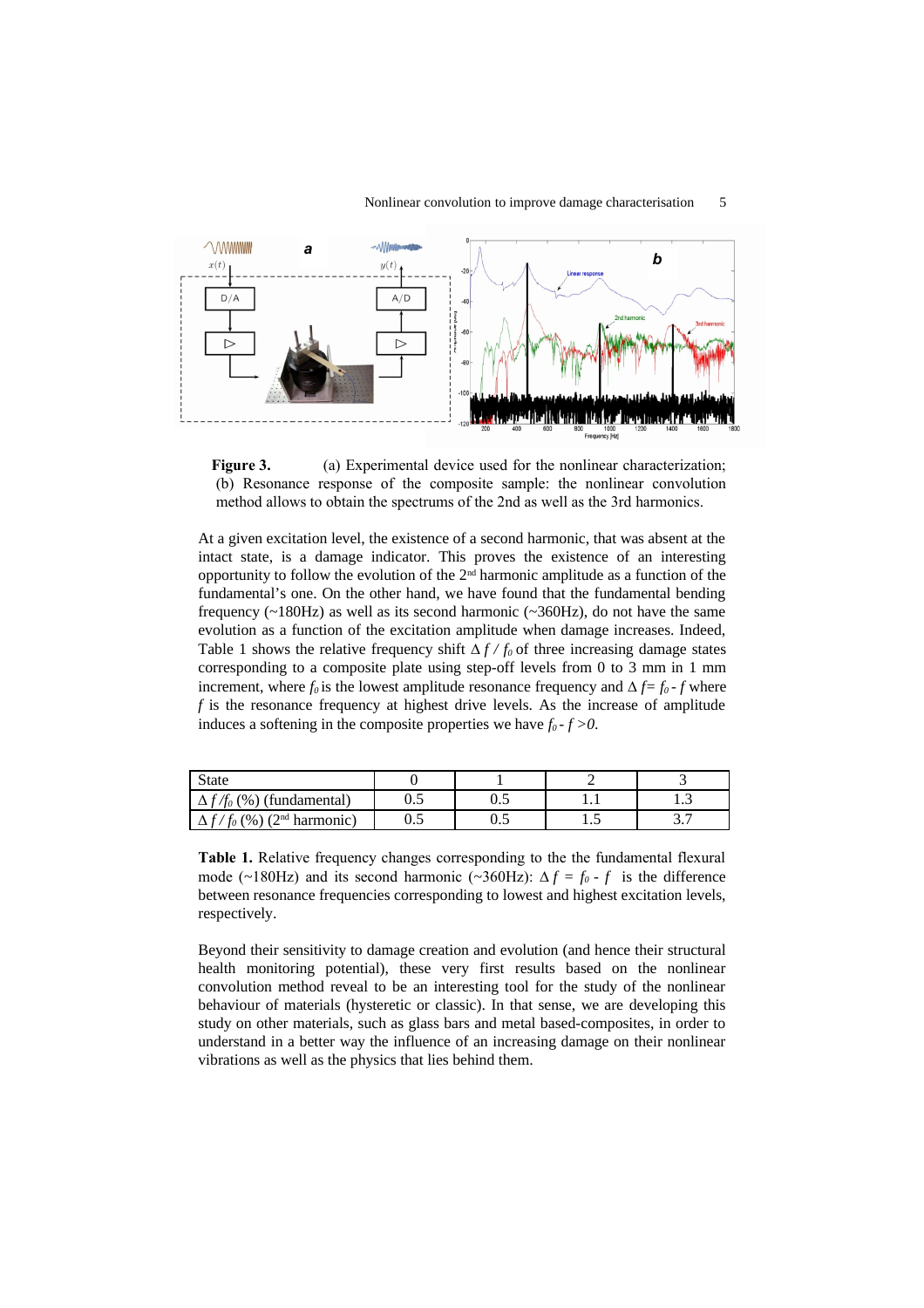**Figure 3.** (a) Experimental device used for the nonlinear characterization; (b) Resonance response of the composite sample: the nonlinear convolution method allows to obtain the spectrums of the 2nd as well as the 3rd harmonics.

At a given excitation level, the existence of a second harmonic, that was absent at the intact state, is a damage indicator. This proves the existence of an interesting opportunity to follow the evolution of the 2nd harmonic amplitude as a function of the fundamental's one. On the other hand, we have found that the fundamental bending frequency (~180Hz) as well as its second harmonic (~360Hz), do not have the same evolution as a function of the excitation amplitude when damage increases. Indeed, Table 1 shows the relative frequency shift $\Delta f / f_0$ of three increasing damage states corresponding to a composite plate using step-off levels from 0 to 3 mm in 1 mm increment, where $f_0$ is the lowest amplitude resonance frequency and $\Delta f = f_0 - f$ where $f$ is the resonance frequency at highest drive levels. As the increase of amplitude induces a softening in the composite properties we have $f_0 - f > 0$.

| State | 0 | 1 | 2 | 3 |
|---|---|---|---|---|
| $\Delta f / f_0$ (%) (fundamental) | 0.5 | 0.5 | 1.1 | 1.3 |
| $\Delta f / f_0$ (%) (2nd harmonic) | 0.5 | 0.5 | 1.5 | 3.7 |

**Table 1.** Relative frequency changes corresponding to the the fundamental flexural mode (~180Hz) and its second harmonic (~360Hz): $\Delta f = f_0 - f$ is the difference between resonance frequencies corresponding to lowest and highest excitation levels, respectively.

Beyond their sensitivity to damage creation and evolution (and hence their structural health monitoring potential), these very first results based on the nonlinear convolution method reveal to be an interesting tool for the study of the nonlinear behaviour of materials (hysteretic or classic). In that sense, we are developing this study on other materials, such as glass bars and metal based-composites, in order to understand in a better way the influence of an increasing damage on their nonlinear vibrations as well as the physics that lies behind them.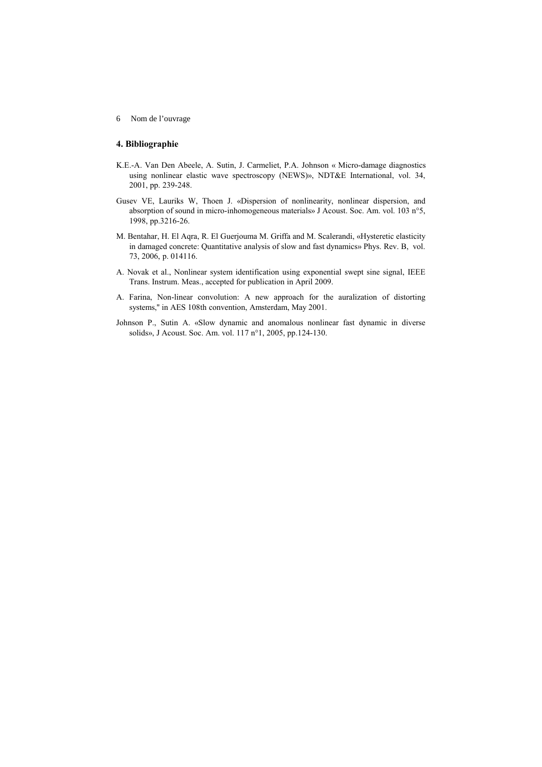## 4. Bibliographie

K.E.-A. Van Den Abeele, A. Sutin, J. Carmeliet, P.A. Johnson « Micro-damage diagnostics using nonlinear elastic wave spectroscopy (NEWS)», NDT&E International, vol. 34, 2001, pp. 239-248.

Gusev VE, Lauriks W, Thoen J. «Dispersion of nonlinearity, nonlinear dispersion, and absorption of sound in micro-inhomogeneous materials» J Acoust. Soc. Am. vol. 103 n°5, 1998, pp.3216-26.

M. Bentahar, H. El Aqra, R. El Guerjouma M. Griffa and M. Scalerandi, «Hysteretic elasticity in damaged concrete: Quantitative analysis of slow and fast dynamics» Phys. Rev. B, vol. 73, 2006, p. 014116.

A. Novak et al., Nonlinear system identification using exponential swept sine signal, IEEE Trans. Instrum. Meas., accepted for publication in April 2009.

A. Farina, Non-linear convolution: A new approach for the auralization of distorting systems," in AES 108th convention, Amsterdam, May 2001.

Johnson P., Sutin A. «Slow dynamic and anomalous nonlinear fast dynamic in diverse solids», J Acoust. Soc. Am. vol. 117 n°1, 2005, pp.124-130.